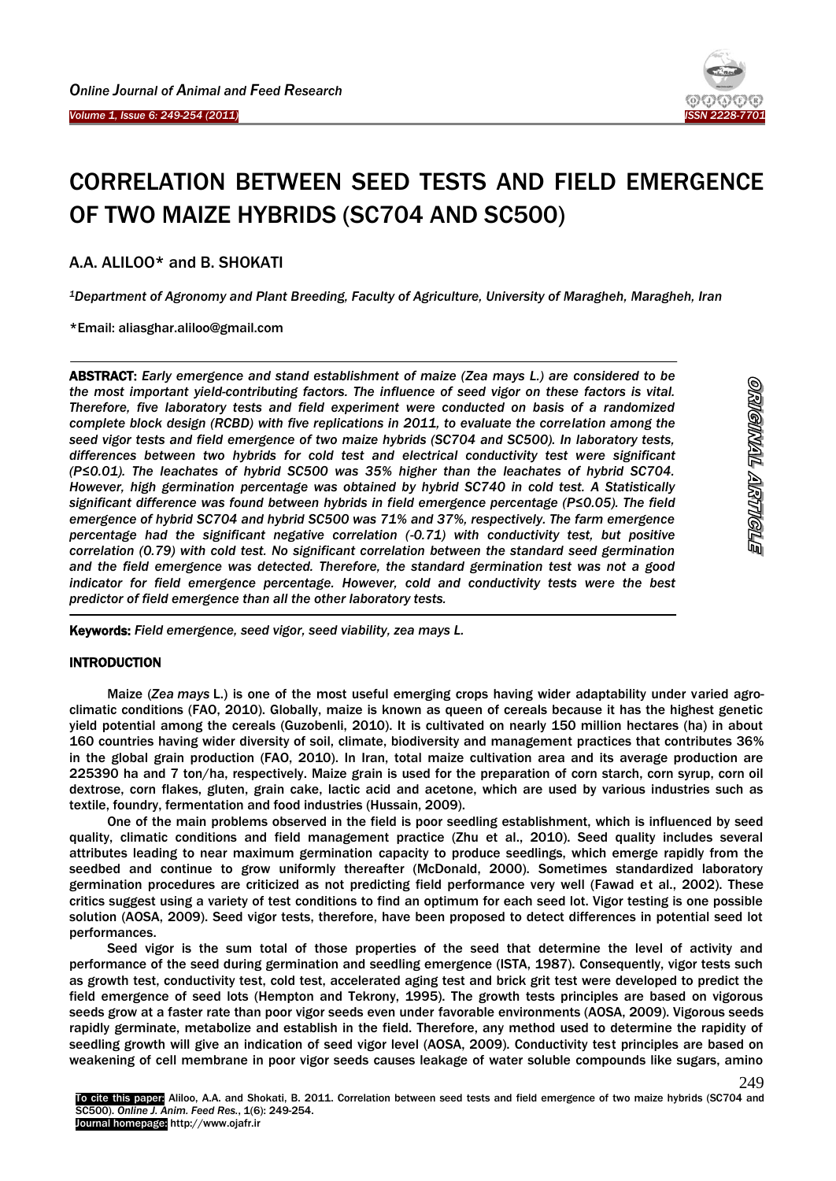# CORRELATION BETWEEN SEED TESTS AND FIELD EMERGENCE OF TWO MAIZE HYBRIDS (SC704 AND SC500)

A.A. ALILOO* and B. SHOKATI

[1]*Department of Agronomy and Plant Breeding, Faculty of Agriculture, University of Maragheh, Maragheh, Iran*

*Email: aliasghar.aliloo@gmail.com

**ABSTRACT:** *Early emergence and stand establishment of maize (Zea mays L.) are considered to be the most important yield-contributing factors. The influence of seed vigor on these factors is vital. Therefore, five laboratory tests and field experiment were conducted on basis of a randomized complete block design (RCBD) with five replications in 2011, to evaluate the correlation among the seed vigor tests and field emergence of two maize hybrids (SC704 and SC500). In laboratory tests, differences between two hybrids for cold test and electrical conductivity test were significant (P≤0.01). The leachates of hybrid SC500 was 35% higher than the leachates of hybrid SC704. However, high germination percentage was obtained by hybrid SC740 in cold test. A Statistically significant difference was found between hybrids in field emergence percentage (P≤0.05). The field emergence of hybrid SC704 and hybrid SC500 was 71% and 37%, respectively. The farm emergence percentage had the significant negative correlation (-0.71) with conductivity test, but positive correlation (0.79) with cold test. No significant correlation between the standard seed germination and the field emergence was detected. Therefore, the standard germination test was not a good indicator for field emergence percentage. However, cold and conductivity tests were the best predictor of field emergence than all the other laboratory tests.*

**Keywords:** *Field emergence, seed vigor, seed viability, zea mays L.*

ORIGINAL ARTICLE

## INTRODUCTION

Maize (*Zea mays* L.) is one of the most useful emerging crops having wider adaptability under varied agro-climatic conditions (FAO, 2010). Globally, maize is known as queen of cereals because it has the highest genetic yield potential among the cereals (Guzobenli, 2010). It is cultivated on nearly 150 million hectares (ha) in about 160 countries having wider diversity of soil, climate, biodiversity and management practices that contributes 36% in the global grain production (FAO, 2010). In Iran, total maize cultivation area and its average production are 225390 ha and 7 ton/ha, respectively. Maize grain is used for the preparation of corn starch, corn syrup, corn oil dextrose, corn flakes, gluten, grain cake, lactic acid and acetone, which are used by various industries such as textile, foundry, fermentation and food industries (Hussain, 2009).

One of the main problems observed in the field is poor seedling establishment, which is influenced by seed quality, climatic conditions and field management practice (Zhu et al., 2010). Seed quality includes several attributes leading to near maximum germination capacity to produce seedlings, which emerge rapidly from the seedbed and continue to grow uniformly thereafter (McDonald, 2000). Sometimes standardized laboratory germination procedures are criticized as not predicting field performance very well (Fawad et al., 2002). These critics suggest using a variety of test conditions to find an optimum for each seed lot. Vigor testing is one possible solution (AOSA, 2009). Seed vigor tests, therefore, have been proposed to detect differences in potential seed lot performances.

Seed vigor is the sum total of those properties of the seed that determine the level of activity and performance of the seed during germination and seedling emergence (ISTA, 1987). Consequently, vigor tests such as growth test, conductivity test, cold test, accelerated aging test and brick grit test were developed to predict the field emergence of seed lots (Hempton and Tekrony, 1995). The growth tests principles are based on vigorous seeds grow at a faster rate than poor vigor seeds even under favorable environments (AOSA, 2009). Vigorous seeds rapidly germinate, metabolize and establish in the field. Therefore, any method used to determine the rapidity of seedling growth will give an indication of seed vigor level (AOSA, 2009). Conductivity test principles are based on weakening of cell membrane in poor vigor seeds causes leakage of water soluble compounds like sugars, amino

**To cite this paper:** Aliloo, A.A. and Shokati, B. 2011. Correlation between seed tests and field emergence of two maize hybrids (SC704 and SC500). *Online J. Anim. Feed Res.*, 1(6): 249-254.
**Journal homepage:** http://www.ojafr.ir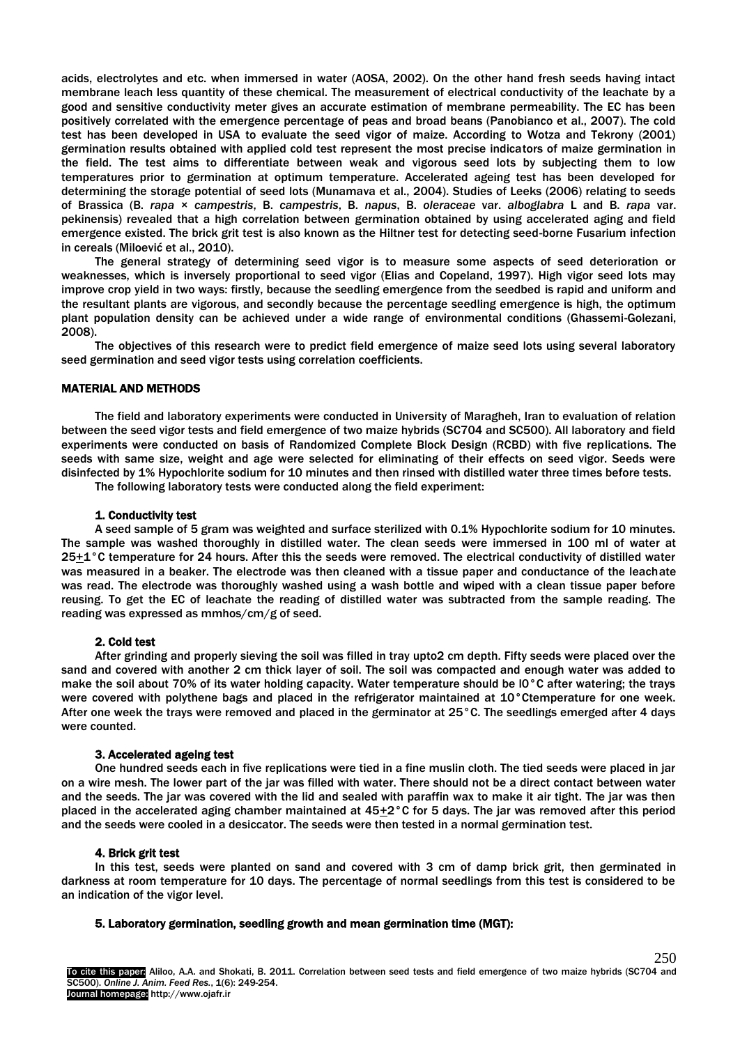acids, electrolytes and etc. when immersed in water (AOSA, 2002). On the other hand fresh seeds having intact membrane leach less quantity of these chemical. The measurement of electrical conductivity of the leachate by a good and sensitive conductivity meter gives an accurate estimation of membrane permeability. The EC has been positively correlated with the emergence percentage of peas and broad beans (Panobianco et al., 2007). The cold test has been developed in USA to evaluate the seed vigor of maize. According to Wotza and Tekrony (2001) germination results obtained with applied cold test represent the most precise indicators of maize germination in the field. The test aims to differentiate between weak and vigorous seed lots by subjecting them to low temperatures prior to germination at optimum temperature. Accelerated ageing test has been developed for determining the storage potential of seed lots (Munamava et al., 2004). Studies of Leeks (2006) relating to seeds of Brassica (*B. rapa × campestris*, *B. campestris*, *B. napus*, *B. oleraceae* var. *alboglabra* L and *B. rapa* var. *pekinensis*) revealed that a high correlation between germination obtained by using accelerated aging and field emergence existed. The brick grit test is also known as the Hiltner test for detecting seed-borne Fusarium infection in cereals (Miloević et al., 2010).

The general strategy of determining seed vigor is to measure some aspects of seed deterioration or weaknesses, which is inversely proportional to seed vigor (Elias and Copeland, 1997). High vigor seed lots may improve crop yield in two ways: firstly, because the seedling emergence from the seedbed is rapid and uniform and the resultant plants are vigorous, and secondly because the percentage seedling emergence is high, the optimum plant population density can be achieved under a wide range of environmental conditions (Ghassemi-Golezani, 2008).

The objectives of this research were to predict field emergence of maize seed lots using several laboratory seed germination and seed vigor tests using correlation coefficients.

## MATERIAL AND METHODS

The field and laboratory experiments were conducted in University of Maragheh, Iran to evaluation of relation between the seed vigor tests and field emergence of two maize hybrids (SC704 and SC500). All laboratory and field experiments were conducted on basis of Randomized Complete Block Design (RCBD) with five replications. The seeds with same size, weight and age were selected for eliminating of their effects on seed vigor. Seeds were disinfected by 1% Hypochlorite sodium for 10 minutes and then rinsed with distilled water three times before tests.

The following laboratory tests were conducted along the field experiment:

### 1. Conductivity test

A seed sample of 5 gram was weighted and surface sterilized with 0.1% Hypochlorite sodium for 10 minutes. The sample was washed thoroughly in distilled water. The clean seeds were immersed in 100 ml of water at 25±1°C temperature for 24 hours. After this the seeds were removed. The electrical conductivity of distilled water was measured in a beaker. The electrode was then cleaned with a tissue paper and conductance of the leachate was read. The electrode was thoroughly washed using a wash bottle and wiped with a clean tissue paper before reusing. To get the EC of leachate the reading of distilled water was subtracted from the sample reading. The reading was expressed as mmhos/cm/g of seed.

### 2. Cold test

After grinding and properly sieving the soil was filled in tray upto2 cm depth. Fifty seeds were placed over the sand and covered with another 2 cm thick layer of soil. The soil was compacted and enough water was added to make the soil about 70% of its water holding capacity. Water temperature should be l0°C after watering; the trays were covered with polythene bags and placed in the refrigerator maintained at 10°Ctemperature for one week. After one week the trays were removed and placed in the germinator at 25°C. The seedlings emerged after 4 days were counted.

### 3. Accelerated ageing test

One hundred seeds each in five replications were tied in a fine muslin cloth. The tied seeds were placed in jar on a wire mesh. The lower part of the jar was filled with water. There should not be a direct contact between water and the seeds. The jar was covered with the lid and sealed with paraffin wax to make it air tight. The jar was then placed in the accelerated aging chamber maintained at 45±2°C for 5 days. The jar was removed after this period and the seeds were cooled in a desiccator. The seeds were then tested in a normal germination test.

### 4. Brick grit test

In this test, seeds were planted on sand and covered with 3 cm of damp brick grit, then germinated in darkness at room temperature for 10 days. The percentage of normal seedlings from this test is considered to be an indication of the vigor level.

### 5. Laboratory germination, seedling growth and mean germination time (MGT):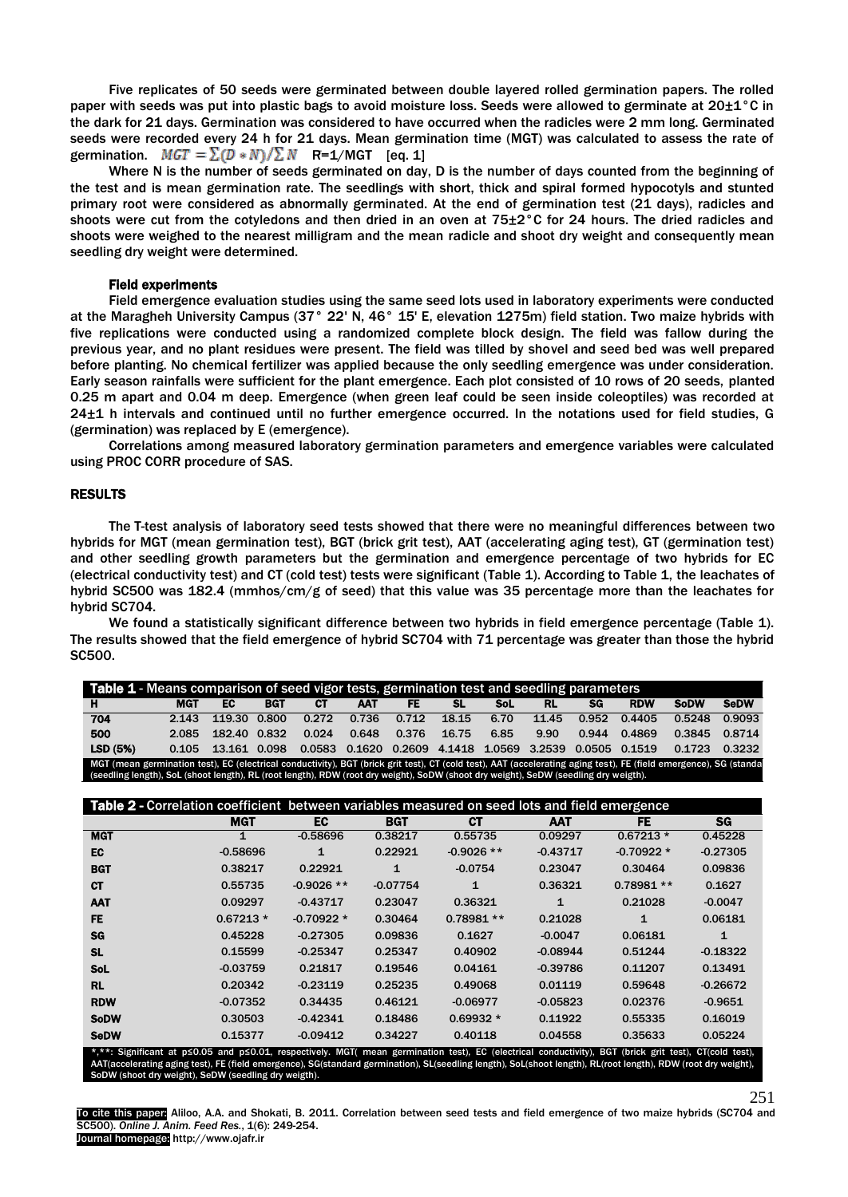Five replicates of 50 seeds were germinated between double layered rolled germination papers. The rolled paper with seeds was put into plastic bags to avoid moisture loss. Seeds were allowed to germinate at 20±1°C in the dark for 21 days. Germination was considered to have occurred when the radicles were 2 mm long. Germinated seeds were recorded every 24 h for 21 days. Mean germination time (MGT) was calculated to assess the rate of germination. $MGT = \sum(D * N)/\sum N$ R=1/MGT [eq. 1]

Where N is the number of seeds germinated on day, D is the number of days counted from the beginning of the test and is mean germination rate. The seedlings with short, thick and spiral formed hypocotyls and stunted primary root were considered as abnormally germinated. At the end of germination test (21 days), radicles and shoots were cut from the cotyledons and then dried in an oven at 75±2°C for 24 hours. The dried radicles and shoots were weighed to the nearest milligram and the mean radicle and shoot dry weight and consequently mean seedling dry weight were determined.

### Field experiments

Field emergence evaluation studies using the same seed lots used in laboratory experiments were conducted at the Maragheh University Campus (37° 22' N, 46° 15' E, elevation 1275m) field station. Two maize hybrids with five replications were conducted using a randomized complete block design. The field was fallow during the previous year, and no plant residues were present. The field was tilled by shovel and seed bed was well prepared before planting. No chemical fertilizer was applied because the only seedling emergence was under consideration. Early season rainfalls were sufficient for the plant emergence. Each plot consisted of 10 rows of 20 seeds, planted 0.25 m apart and 0.04 m deep. Emergence (when green leaf could be seen inside coleoptiles) was recorded at 24±1 h intervals and continued until no further emergence occurred. In the notations used for field studies, G (germination) was replaced by E (emergence).

Correlations among measured laboratory germination parameters and emergence variables were calculated using PROC CORR procedure of SAS.

## RESULTS

The T-test analysis of laboratory seed tests showed that there were no meaningful differences between two hybrids for MGT (mean germination test), BGT (brick grit test), AAT (accelerating aging test), GT (germination test) and other seedling growth parameters but the germination and emergence percentage of two hybrids for EC (electrical conductivity test) and CT (cold test) tests were significant (Table 1). According to Table 1, the leachates of hybrid SC500 was 182.4 (mmhos/cm/g of seed) that this value was 35 percentage more than the leachates for hybrid SC704.

We found a statistically significant difference between two hybrids in field emergence percentage (Table 1). The results showed that the field emergence of hybrid SC704 with 71 percentage was greater than those the hybrid SC500.

**Table 1** - Means comparison of seed vigor tests, germination test and seedling parameters

| H | MGT | EC | BGT | CT | AAT | FE | SL | SoL | RL | SG | RDW | SoDW | SeDW |
|---|---|---|---|---|---|---|---|---|---|---|---|---|---|
| 704 | 2.143 | 119.30 | 0.800 | 0.272 | 0.736 | 0.712 | 18.15 | 6.70 | 11.45 | 0.952 | 0.4405 | 0.5248 | 0.9093 |
| 500 | 2.085 | 182.40 | 0.832 | 0.024 | 0.648 | 0.376 | 16.75 | 6.85 | 9.90 | 0.944 | 0.4869 | 0.3845 | 0.8714 |
| LSD (5%) | 0.105 | 13.161 | 0.098 | 0.0583 | 0.1620 | 0.2609 | 4.1418 | 1.0569 | 3.2539 | 0.0505 | 0.1519 | 0.1723 | 0.3232 |

MGT (mean germination test), EC (electrical conductivity), BGT (brick grit test), CT (cold test), AAT (accelerating aging test), FE (field emergence), SG (standa (seedling length), SoL (shoot length), RL (root length), RDW (root dry weight), SoDW (shoot dry weight), SeDW (seedling dry weigth).

**Table 2** - Correlation coefficient between variables measured on seed lots and field emergence

| | MGT | EC | BGT | CT | AAT | FE | SG |
|---|---|---|---|---|---|---|---|
| MGT | 1 | -0.58696 | 0.38217 | 0.55735 | 0.09297 | 0.67213 * | 0.45228 |
| EC | -0.58696 | 1 | 0.22921 | -0.9026 ** | -0.43717 | -0.70922 * | -0.27305 |
| BGT | 0.38217 | 0.22921 | 1 | -0.0754 | 0.23047 | 0.30464 | 0.09836 |
| CT | 0.55735 | -0.9026 ** | -0.07754 | 1 | 0.36321 | 0.78981 ** | 0.1627 |
| AAT | 0.09297 | -0.43717 | 0.23047 | 0.36321 | 1 | 0.21028 | -0.0047 |
| FE | 0.67213 * | -0.70922 * | 0.30464 | 0.78981 ** | 0.21028 | 1 | 0.06181 |
| SG | 0.45228 | -0.27305 | 0.09836 | 0.1627 | -0.0047 | 0.06181 | 1 |
| SL | 0.15599 | -0.25347 | 0.25347 | 0.40902 | -0.08944 | 0.51244 | -0.18322 |
| SoL | -0.03759 | 0.21817 | 0.19546 | 0.04161 | -0.39786 | 0.11207 | 0.13491 |
| RL | 0.20342 | -0.23119 | 0.25235 | 0.49068 | 0.01119 | 0.59648 | -0.26672 |
| RDW | -0.07352 | 0.34435 | 0.46121 | -0.06977 | -0.05823 | 0.02376 | -0.9651 |
| SoDW | 0.30503 | -0.42341 | 0.18486 | 0.69932 * | 0.11922 | 0.55335 | 0.16019 |
| SeDW | 0.15377 | -0.09412 | 0.34227 | 0.40118 | 0.04558 | 0.35633 | 0.05224 |

*,**: Significant at p≤0.05 and p≤0.01, respectively. MGT( mean germination test), EC (electrical conductivity), BGT (brick grit test), CT(cold test), AAT(accelerating aging test), FE (field emergence), SG(standard germination), SL(seedling length), SoL(shoot length), RL(root length), RDW (root dry weight), SoDW (shoot dry weight), SeDW (seedling dry weigth).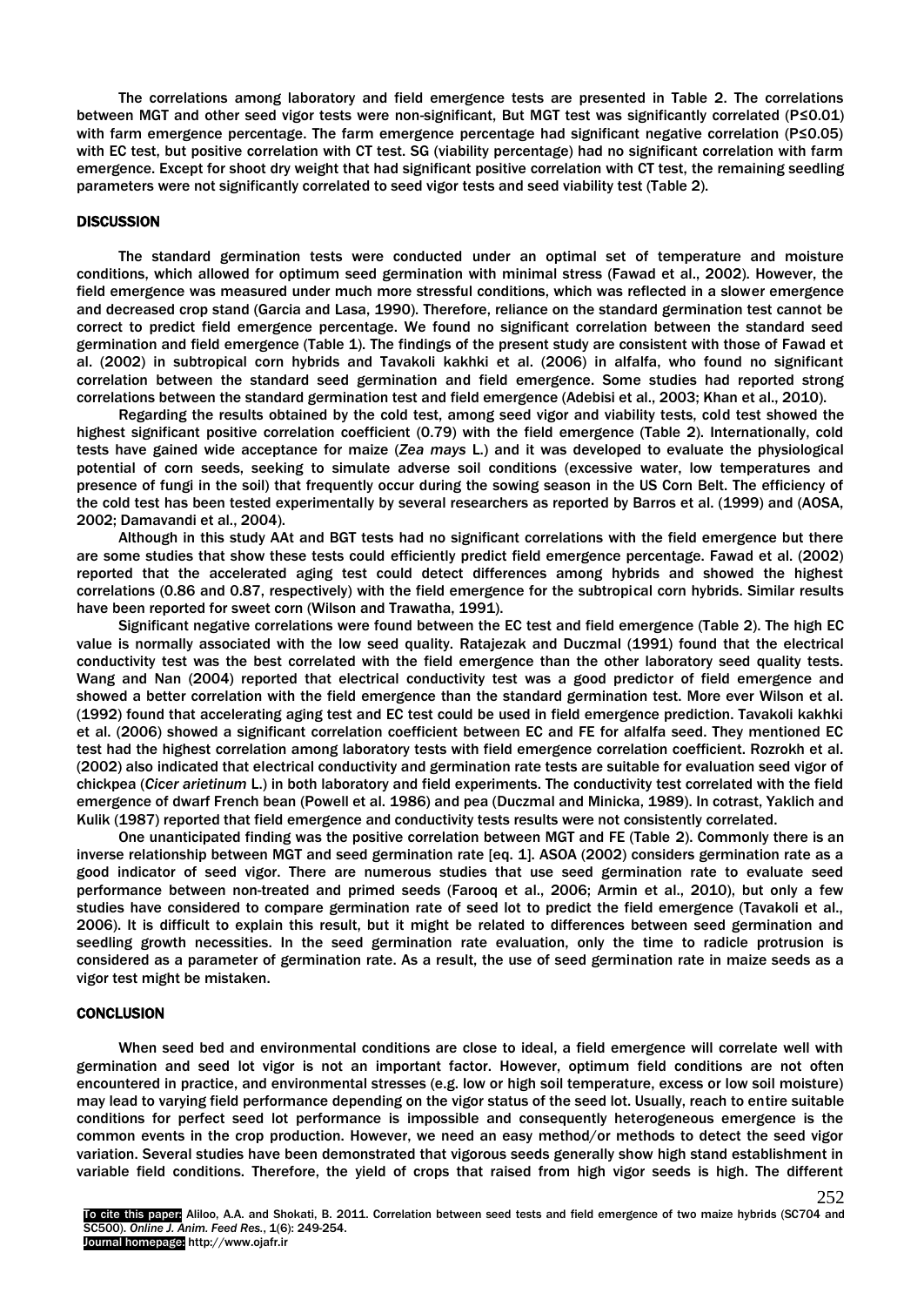The correlations among laboratory and field emergence tests are presented in Table 2. The correlations between MGT and other seed vigor tests were non-significant, But MGT test was significantly correlated (P≤0.01) with farm emergence percentage. The farm emergence percentage had significant negative correlation (P≤0.05) with EC test, but positive correlation with CT test. SG (viability percentage) had no significant correlation with farm emergence. Except for shoot dry weight that had significant positive correlation with CT test, the remaining seedling parameters were not significantly correlated to seed vigor tests and seed viability test (Table 2).

## DISCUSSION

The standard germination tests were conducted under an optimal set of temperature and moisture conditions, which allowed for optimum seed germination with minimal stress (Fawad et al., 2002). However, the field emergence was measured under much more stressful conditions, which was reflected in a slower emergence and decreased crop stand (Garcia and Lasa, 1990). Therefore, reliance on the standard germination test cannot be correct to predict field emergence percentage. We found no significant correlation between the standard seed germination and field emergence (Table 1). The findings of the present study are consistent with those of Fawad et al. (2002) in subtropical corn hybrids and Tavakoli kakhki et al. (2006) in alfalfa, who found no significant correlation between the standard seed germination test and field emergence. Some studies had reported strong correlations between the standard germination test and field emergence (Adebisi et al., 2003; Khan et al., 2010).

Regarding the results obtained by the cold test, among seed vigor and viability tests, cold test showed the highest significant positive correlation coefficient (0.79) with the field emergence (Table 2). Internationally, cold tests have gained wide acceptance for maize (*Zea mays* L.) and it was developed to evaluate the physiological potential of corn seeds, seeking to simulate adverse soil conditions (excessive water, low temperatures and presence of fungi in the soil) that frequently occur during the sowing season in the US Corn Belt. The efficiency of the cold test has been tested experimentally by several researchers as reported by Barros et al. (1999) and (AOSA, 2002; Damavandi et al., 2004).

Although in this study AAt and BGT tests had no significant correlations with the field emergence but there are some studies that show these tests could efficiently predict field emergence percentage. Fawad et al. (2002) reported that the accelerated aging test could detect differences among hybrids and showed the highest correlations (0.86 and 0.87, respectively) with the field emergence for the subtropical corn hybrids. Similar results have been reported for sweet corn (Wilson and Trawatha, 1991).

Significant negative correlations were found between the EC test and field emergence (Table 2). The high EC value is normally associated with the low seed quality. Ratajezak and Duczmal (1991) found that the electrical conductivity test was the best correlated with the field emergence than the other laboratory seed quality tests. Wang and Nan (2004) reported that electrical conductivity test was a good predictor of field emergence and showed a better correlation with the field emergence than the standard germination test. More ever Wilson et al. (1992) found that accelerating aging test and EC test could be used in field emergence prediction. Tavakoli kakhki et al. (2006) showed a significant correlation coefficient between EC and FE for alfalfa seed. They mentioned EC test had the highest correlation among laboratory tests with field emergence correlation coefficient. Rozrokh et al. (2002) also indicated that electrical conductivity and germination rate tests are suitable for evaluation seed vigor of chickpea (*Cicer arietinum* L.) in both laboratory and field experiments. The conductivity test correlated with the field emergence of dwarf French bean (Powell et al. 1986) and pea (Duczmal and Minicka, 1989). In cotrast, Yaklich and Kulik (1987) reported that field emergence and conductivity tests results were not consistently correlated.

One unanticipated finding was the positive correlation between MGT and FE (Table 2). Commonly there is an inverse relationship between MGT and seed germination rate [eq. 1]. ASOA (2002) considers germination rate as a good indicator of seed vigor. There are numerous studies that use seed germination rate to evaluate seed performance between non-treated and primed seeds (Farooq et al., 2006; Armin et al., 2010), but only a few studies have considered to compare germination rate of seed lot to predict the field emergence (Tavakoli et al., 2006). It is difficult to explain this result, but it might be related to differences between seed germination and seedling growth necessities. In the seed germination rate evaluation, only the time to radicle protrusion is considered as a parameter of germination rate. As a result, the use of seed germination rate in maize seeds as a vigor test might be mistaken.

## CONCLUSION

When seed bed and environmental conditions are close to ideal, a field emergence will correlate well with germination and seed lot vigor is not an important factor. However, optimum field conditions are not often encountered in practice, and environmental stresses (e.g. low or high soil temperature, excess or low soil moisture) may lead to varying field performance depending on the vigor status of the seed lot. Usually, reach to entire suitable conditions for perfect seed lot performance is impossible and consequently heterogeneous emergence is the common events in the crop production. However, we need an easy method/or methods to detect the seed vigor variation. Several studies have been demonstrated that vigorous seeds generally show high stand establishment in variable field conditions. Therefore, the yield of crops that raised from high vigor seeds is high. The different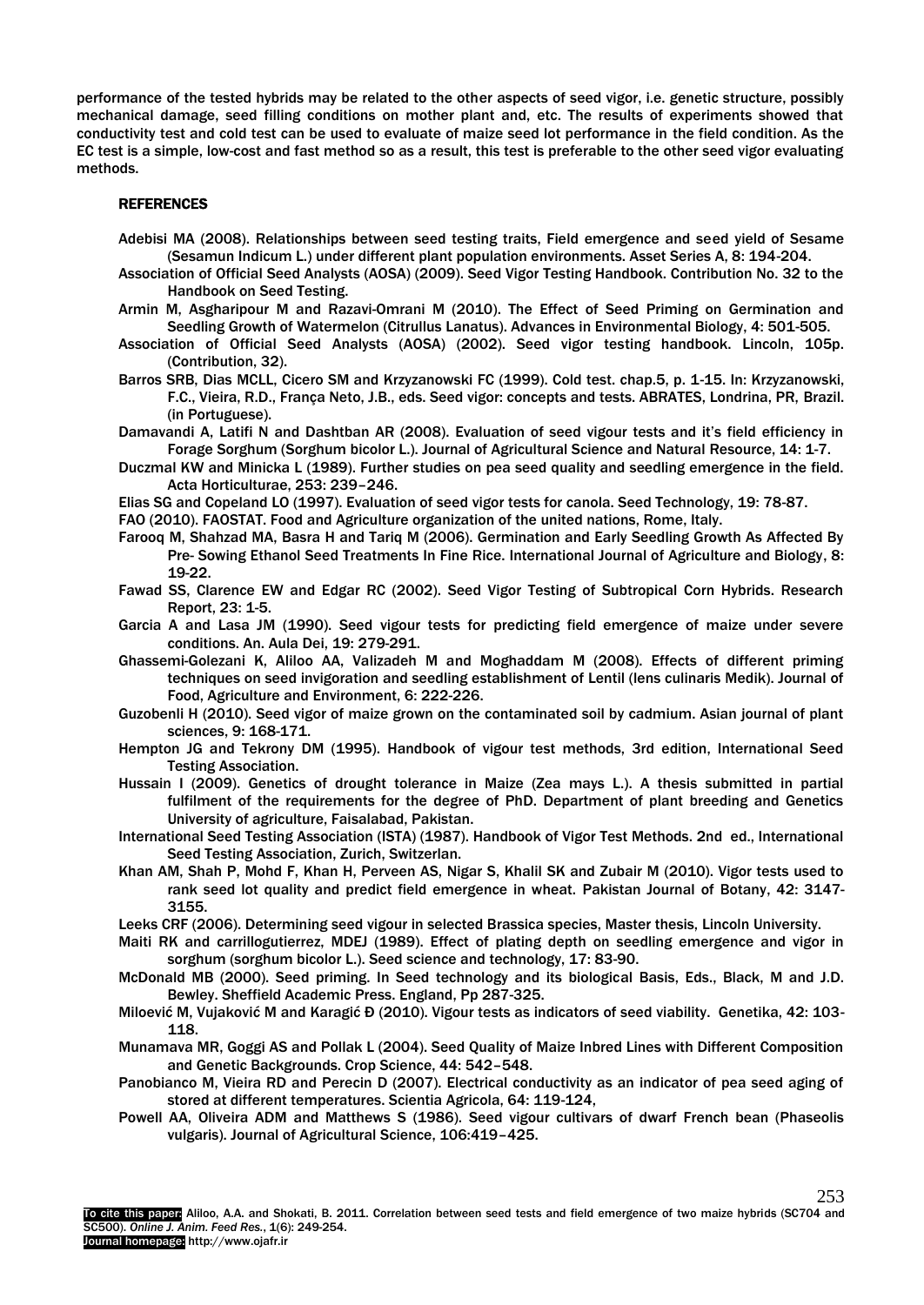performance of the tested hybrids may be related to the other aspects of seed vigor, i.e. genetic structure, possibly mechanical damage, seed filling conditions on mother plant and, etc. The results of experiments showed that conductivity test and cold test can be used to evaluate of maize seed lot performance in the field condition. As the EC test is a simple, low-cost and fast method so as a result, this test is preferable to the other seed vigor evaluating methods.

## REFERENCES

Adebisi MA (2008). Relationships between seed testing traits, Field emergence and seed yield of Sesame (Sesamun Indicum L.) under different plant population environments. Asset Series A, 8: 194-204.

Association of Official Seed Analysts (AOSA) (2009). Seed Vigor Testing Handbook. Contribution No. 32 to the Handbook on Seed Testing.

Armin M, Asgharipour M and Razavi-Omrani M (2010). The Effect of Seed Priming on Germination and Seedling Growth of Watermelon (Citrullus Lanatus). Advances in Environmental Biology, 4: 501-505.

Association of Official Seed Analysts (AOSA) (2002). Seed vigor testing handbook. Lincoln, 105p. (Contribution, 32).

Barros SRB, Dias MCLL, Cicero SM and Krzyzanowski FC (1999). Cold test. chap.5, p. 1-15. In: Krzyzanowski, F.C., Vieira, R.D., França Neto, J.B., eds. Seed vigor: concepts and tests. ABRATES, Londrina, PR, Brazil. (in Portuguese).

Damavandi A, Latifi N and Dashtban AR (2008). Evaluation of seed vigour tests and it's field efficiency in Forage Sorghum (Sorghum bicolor L.). Journal of Agricultural Science and Natural Resource, 14: 1-7.

Duczmal KW and Minicka L (1989). Further studies on pea seed quality and seedling emergence in the field. Acta Horticulturae, 253: 239–246.

Elias SG and Copeland LO (1997). Evaluation of seed vigor tests for canola. Seed Technology, 19: 78-87.

FAO (2010). FAOSTAT. Food and Agriculture organization of the united nations, Rome, Italy.

Farooq M, Shahzad MA, Basra H and Tariq M (2006). Germination and Early Seedling Growth As Affected By Pre- Sowing Ethanol Seed Treatments In Fine Rice. International Journal of Agriculture and Biology, 8: 19-22.

Fawad SS, Clarence EW and Edgar RC (2002). Seed Vigor Testing of Subtropical Corn Hybrids. Research Report, 23: 1-5.

Garcia A and Lasa JM (1990). Seed vigour tests for predicting field emergence of maize under severe conditions. An. Aula Dei, 19: 279-291.

Ghassemi-Golezani K, Aliloo AA, Valizadeh M and Moghaddam M (2008). Effects of different priming techniques on seed invigoration and seedling establishment of Lentil (lens culinaris Medik). Journal of Food, Agriculture and Environment, 6: 222-226.

Guzobenli H (2010). Seed vigor of maize grown on the contaminated soil by cadmium. Asian journal of plant sciences, 9: 168-171.

Hempton JG and Tekrony DM (1995). Handbook of vigour test methods, 3rd edition, International Seed Testing Association.

Hussain I (2009). Genetics of drought tolerance in Maize (Zea mays L.). A thesis submitted in partial fulfilment of the requirements for the degree of PhD. Department of plant breeding and Genetics University of agriculture, Faisalabad, Pakistan.

International Seed Testing Association (ISTA) (1987). Handbook of Vigor Test Methods. 2nd ed., International Seed Testing Association, Zurich, Switzerlan.

Khan AM, Shah P, Mohd F, Khan H, Perveen AS, Nigar S, Khalil SK and Zubair M (2010). Vigor tests used to rank seed lot quality and predict field emergence in wheat. Pakistan Journal of Botany, 42: 3147-3155.

Leeks CRF (2006). Determining seed vigour in selected Brassica species, Master thesis, Lincoln University.

Maiti RK and carrillogutierrez, MDEJ (1989). Effect of plating depth on seedling emergence and vigor in sorghum (sorghum bicolor L.). Seed science and technology, 17: 83-90.

McDonald MB (2000). Seed priming. In Seed technology and its biological Basis, Eds., Black, M and J.D. Bewley. Sheffield Academic Press. England, Pp 287-325.

Miloević M, Vujaković M and Karagić Đ (2010). Vigour tests as indicators of seed viability. Genetika, 42: 103-118.

Munamava MR, Goggi AS and Pollak L (2004). Seed Quality of Maize Inbred Lines with Different Composition and Genetic Backgrounds. Crop Science, 44: 542–548.

Panobianco M, Vieira RD and Perecin D (2007). Electrical conductivity as an indicator of pea seed aging of stored at different temperatures. Scientia Agricola, 64: 119-124,

Powell AA, Oliveira ADM and Matthews S (1986). Seed vigour cultivars of dwarf French bean (Phaseolis vulgaris). Journal of Agricultural Science, 106:419–425.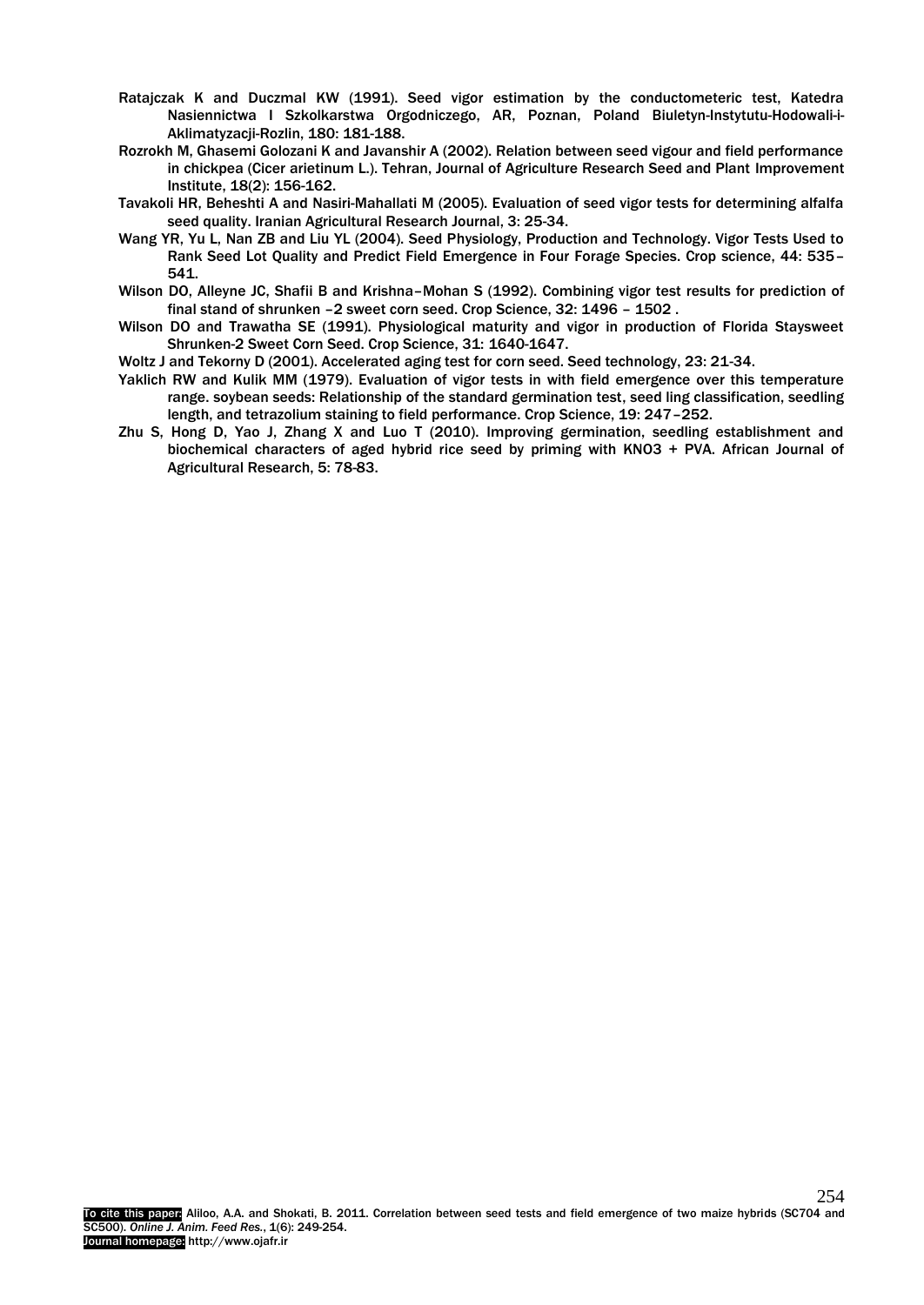Ratajczak K and Duczmal KW (1991). Seed vigor estimation by the conductometeric test, Katedra Nasiennictwa I Szkolkarstwa Orgodniczego, AR, Poznan, Poland Biuletyn-Instytutu-Hodowali-i-Aklimatyzacji-Rozlin, 180: 181-188.

Rozrokh M, Ghasemi Golozani K and Javanshir A (2002). Relation between seed vigour and field performance in chickpea (Cicer arietinum L.). Tehran, Journal of Agriculture Research Seed and Plant Improvement Institute, 18(2): 156-162.

Tavakoli HR, Beheshti A and Nasiri-Mahallati M (2005). Evaluation of seed vigor tests for determining alfalfa seed quality. Iranian Agricultural Research Journal, 3: 25-34.

Wang YR, Yu L, Nan ZB and Liu YL (2004). Seed Physiology, Production and Technology. Vigor Tests Used to Rank Seed Lot Quality and Predict Field Emergence in Four Forage Species. Crop science, 44: 535–541.

Wilson DO, Alleyne JC, Shafii B and Krishna–Mohan S (1992). Combining vigor test results for prediction of final stand of shrunken –2 sweet corn seed. Crop Science, 32: 1496 – 1502 .

Wilson DO and Trawatha SE (1991). Physiological maturity and vigor in production of Florida Staysweet Shrunken-2 Sweet Corn Seed. Crop Science, 31: 1640-1647.

Woltz J and Tekorny D (2001). Accelerated aging test for corn seed. Seed technology, 23: 21-34.

Yaklich RW and Kulik MM (1979). Evaluation of vigor tests in with field emergence over this temperature range. soybean seeds: Relationship of the standard germination test, seed ling classification, seedling length, and tetrazolium staining to field performance. Crop Science, 19: 247–252.

Zhu S, Hong D, Yao J, Zhang X and Luo T (2010). Improving germination, seedling establishment and biochemical characters of aged hybrid rice seed by priming with KNO3 + PVA. African Journal of Agricultural Research, 5: 78-83.